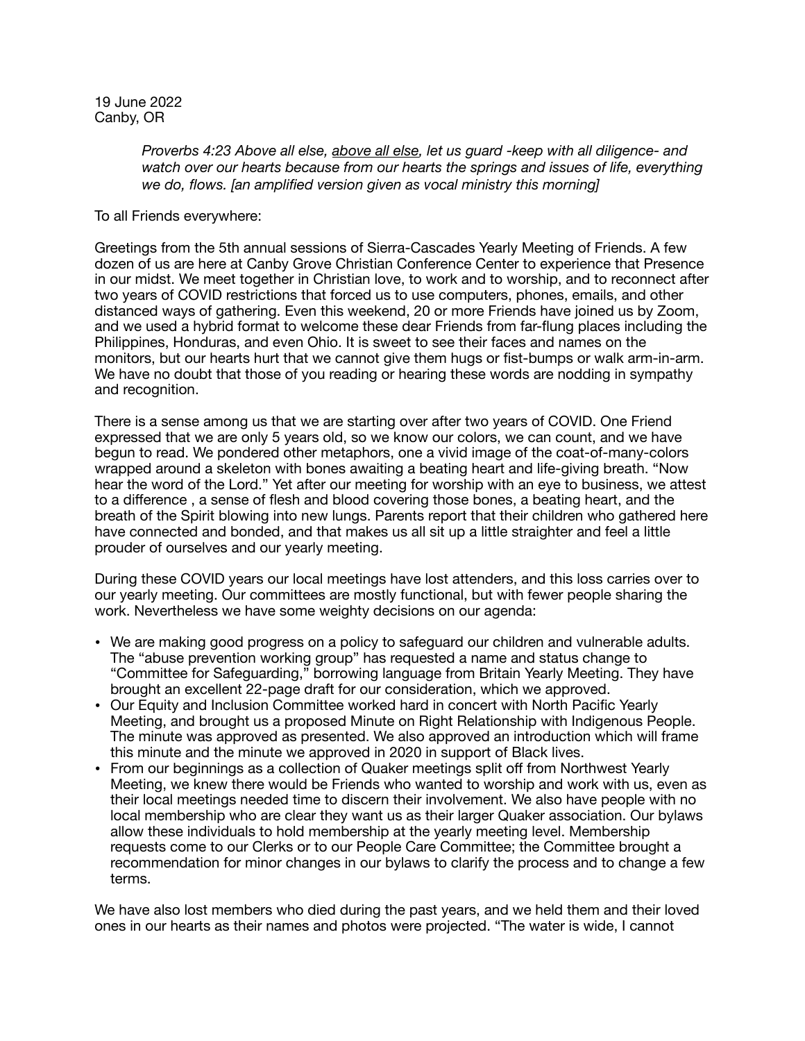19 June 2022
Canby, OR

> *Proverbs 4:23 Above all else, above all else, let us guard -keep with all diligence- and watch over our hearts because from our hearts the springs and issues of life, everything we do, flows. [an amplified version given as vocal ministry this morning]*

To all Friends everywhere:

Greetings from the 5th annual sessions of Sierra-Cascades Yearly Meeting of Friends. A few dozen of us are here at Canby Grove Christian Conference Center to experience that Presence in our midst. We meet together in Christian love, to work and to worship, and to reconnect after two years of COVID restrictions that forced us to use computers, phones, emails, and other distanced ways of gathering. Even this weekend, 20 or more Friends have joined us by Zoom, and we used a hybrid format to welcome these dear Friends from far-flung places including the Philippines, Honduras, and even Ohio. It is sweet to see their faces and names on the monitors, but our hearts hurt that we cannot give them hugs or fist-bumps or walk arm-in-arm. We have no doubt that those of you reading or hearing these words are nodding in sympathy and recognition.

There is a sense among us that we are starting over after two years of COVID. One Friend expressed that we are only 5 years old, so we know our colors, we can count, and we have begun to read. We pondered other metaphors, one a vivid image of the coat-of-many-colors wrapped around a skeleton with bones awaiting a beating heart and life-giving breath. "Now hear the word of the Lord." Yet after our meeting for worship with an eye to business, we attest to a difference , a sense of flesh and blood covering those bones, a beating heart, and the breath of the Spirit blowing into new lungs. Parents report that their children who gathered here have connected and bonded, and that makes us all sit up a little straighter and feel a little prouder of ourselves and our yearly meeting.

During these COVID years our local meetings have lost attenders, and this loss carries over to our yearly meeting. Our committees are mostly functional, but with fewer people sharing the work. Nevertheless we have some weighty decisions on our agenda:

- We are making good progress on a policy to safeguard our children and vulnerable adults. The "abuse prevention working group" has requested a name and status change to "Committee for Safeguarding," borrowing language from Britain Yearly Meeting. They have brought an excellent 22-page draft for our consideration, which we approved.
- Our Equity and Inclusion Committee worked hard in concert with North Pacific Yearly Meeting, and brought us a proposed Minute on Right Relationship with Indigenous People. The minute was approved as presented. We also approved an introduction which will frame this minute and the minute we approved in 2020 in support of Black lives.
- From our beginnings as a collection of Quaker meetings split off from Northwest Yearly Meeting, we knew there would be Friends who wanted to worship and work with us, even as their local meetings needed time to discern their involvement. We also have people with no local membership who are clear they want us as their larger Quaker association. Our bylaws allow these individuals to hold membership at the yearly meeting level. Membership requests come to our Clerks or to our People Care Committee; the Committee brought a recommendation for minor changes in our bylaws to clarify the process and to change a few terms.

We have also lost members who died during the past years, and we held them and their loved ones in our hearts as their names and photos were projected. "The water is wide, I cannot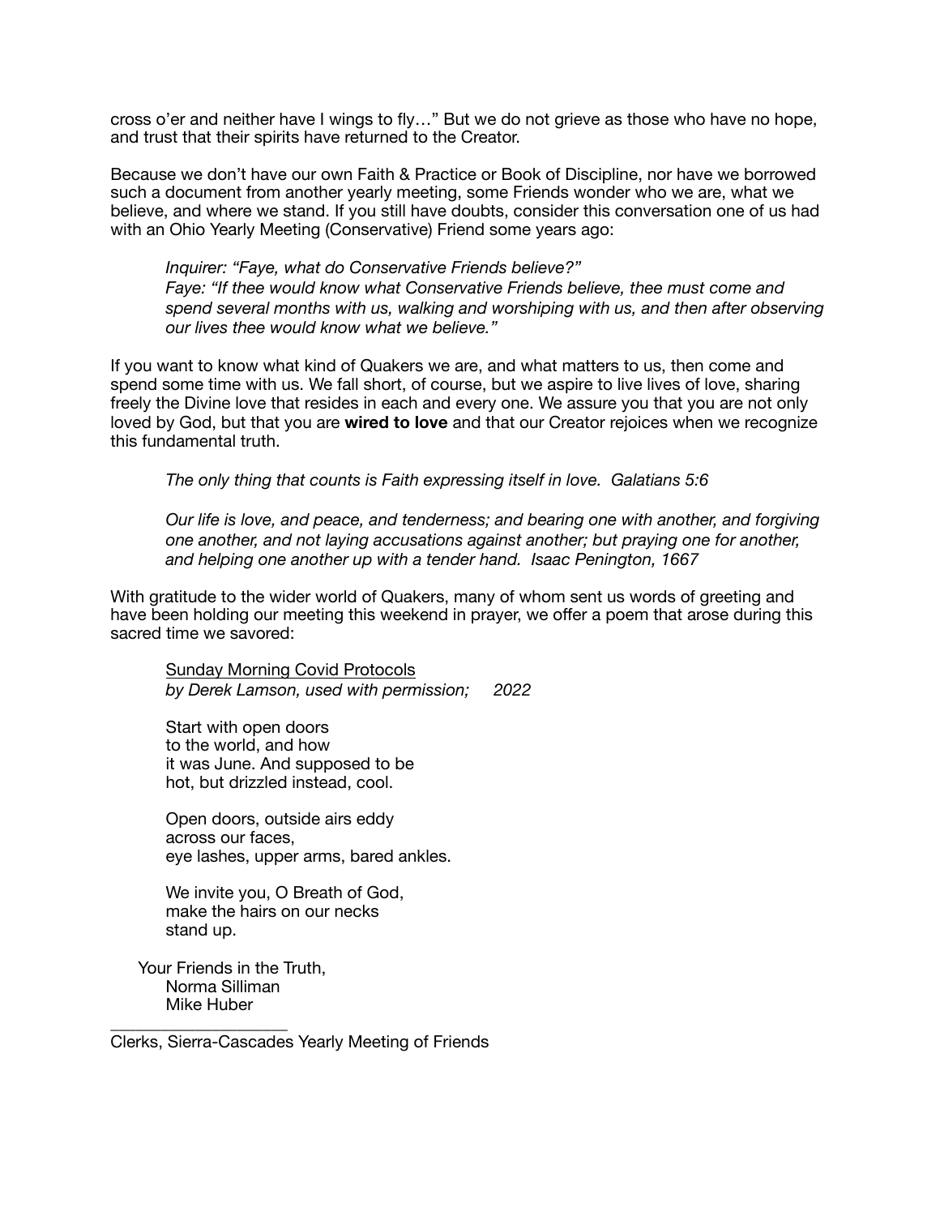cross o'er and neither have I wings to fly…" But we do not grieve as those who have no hope, and trust that their spirits have returned to the Creator.

Because we don't have our own Faith & Practice or Book of Discipline, nor have we borrowed such a document from another yearly meeting, some Friends wonder who we are, what we believe, and where we stand. If you still have doubts, consider this conversation one of us had with an Ohio Yearly Meeting (Conservative) Friend some years ago:

> *Inquirer: "Faye, what do Conservative Friends believe?"*
> *Faye: "If thee would know what Conservative Friends believe, thee must come and spend several months with us, walking and worshiping with us, and then after observing our lives thee would know what we believe."*

If you want to know what kind of Quakers we are, and what matters to us, then come and spend some time with us. We fall short, of course, but we aspire to live lives of love, sharing freely the Divine love that resides in each and every one. We assure you that you are not only loved by God, but that you are **wired to love** and that our Creator rejoices when we recognize this fundamental truth.

> *The only thing that counts is Faith expressing itself in love. Galatians 5:6*

> *Our life is love, and peace, and tenderness; and bearing one with another, and forgiving one another, and not laying accusations against another; but praying one for another, and helping one another up with a tender hand. Isaac Penington, 1667*

With gratitude to the wider world of Quakers, many of whom sent us words of greeting and have been holding our meeting this weekend in prayer, we offer a poem that arose during this sacred time we savored:

> <u>Sunday Morning Covid Protocols</u>
> *by Derek Lamson, used with permission; 2022*
>
> Start with open doors
> to the world, and how
> it was June. And supposed to be
> hot, but drizzled instead, cool.
>
> Open doors, outside airs eddy
> across our faces,
> eye lashes, upper arms, bared ankles.
>
> We invite you, O Breath of God,
> make the hairs on our necks
> stand up.

Your Friends in the Truth,
Norma Silliman
Mike Huber

___________________

Clerks, Sierra-Cascades Yearly Meeting of Friends